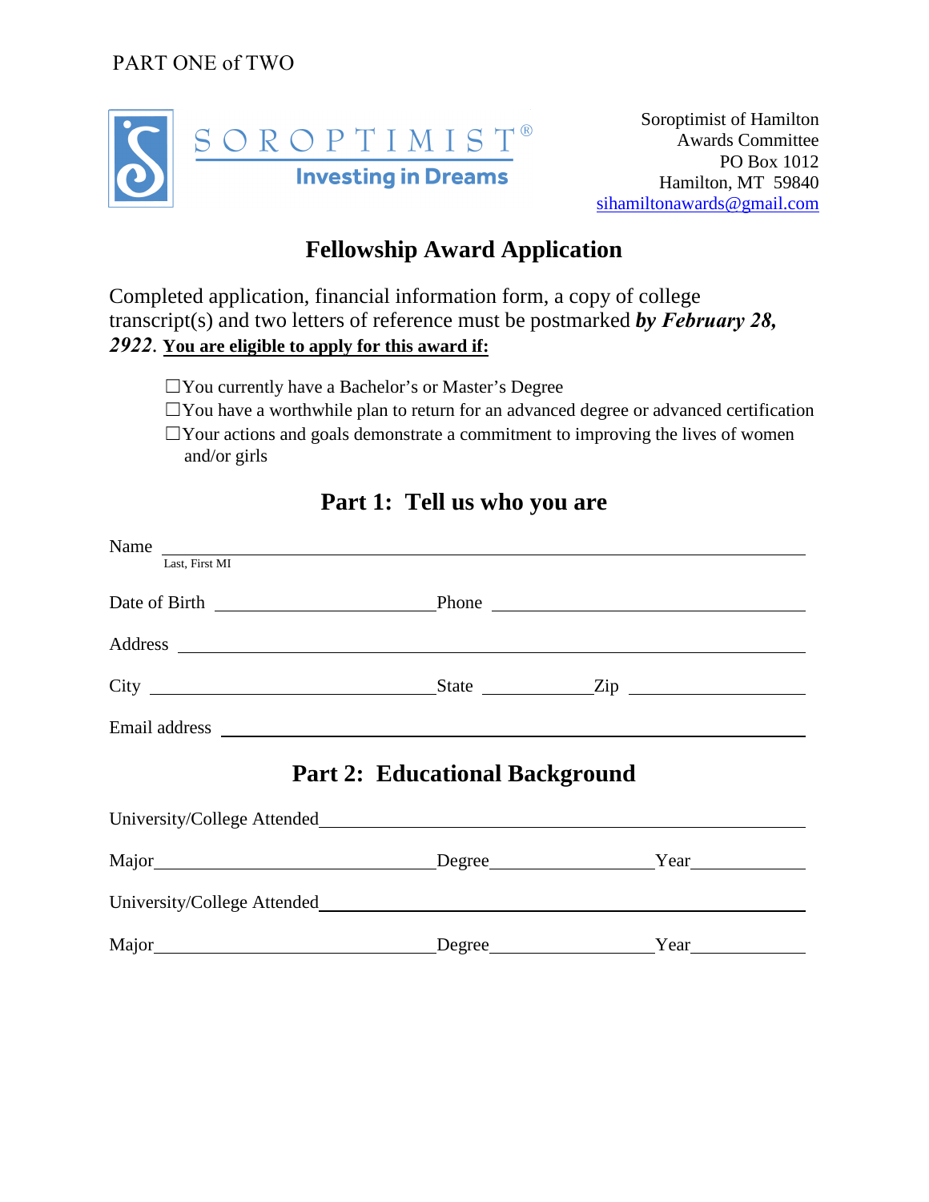PART ONE of TWO

SOROPTIMIST®
Investing in Dreams

Soroptimist of Hamilton
Awards Committee
PO Box 1012
Hamilton, MT 59840
sihamiltonawards@gmail.com

# Fellowship Award Application

Completed application, financial information form, a copy of college transcript(s) and two letters of reference must be postmarked ***by February 28, 2922***. **You are eligible to apply for this award if:**

- ☐You currently have a Bachelor's or Master's Degree
- ☐You have a worthwhile plan to return for an advanced degree or advanced certification
- ☐Your actions and goals demonstrate a commitment to improving the lives of women and/or girls

## Part 1: Tell us who you are

Name ______________________________________________
Last, First MI

Date of Birth ____________________ Phone ____________________

Address ______________________________________________

City ____________________ State __________ Zip __________

Email address ______________________________________________

## Part 2: Educational Background

University/College Attended ______________________________________________

Major ____________________ Degree ______________ Year __________

University/College Attended ______________________________________________

Major ____________________ Degree ______________ Year __________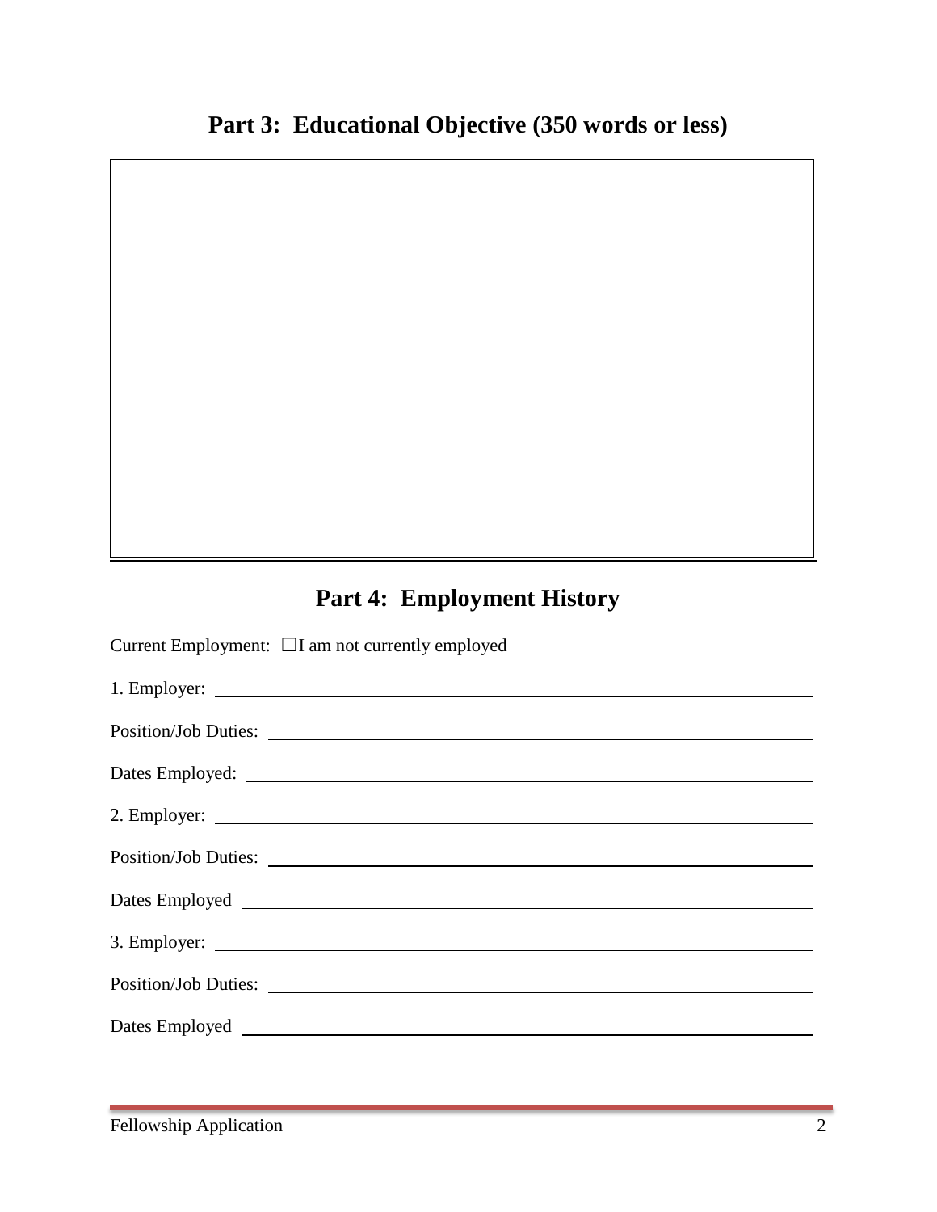## Part 3: Educational Objective (350 words or less)

## Part 4: Employment History

Current Employment: ☐I am not currently employed

1. Employer: \_\_\_\_\_\_\_\_\_\_\_\_\_\_\_\_\_\_\_\_\_\_\_\_\_\_\_\_\_\_\_\_\_\_\_\_\_\_\_\_

Position/Job Duties: \_\_\_\_\_\_\_\_\_\_\_\_\_\_\_\_\_\_\_\_\_\_\_\_\_\_\_\_\_\_\_\_\_\_\_\_\_\_\_\_

Dates Employed: \_\_\_\_\_\_\_\_\_\_\_\_\_\_\_\_\_\_\_\_\_\_\_\_\_\_\_\_\_\_\_\_\_\_\_\_\_\_\_\_

2. Employer: \_\_\_\_\_\_\_\_\_\_\_\_\_\_\_\_\_\_\_\_\_\_\_\_\_\_\_\_\_\_\_\_\_\_\_\_\_\_\_\_

Position/Job Duties: \_\_\_\_\_\_\_\_\_\_\_\_\_\_\_\_\_\_\_\_\_\_\_\_\_\_\_\_\_\_\_\_\_\_\_\_\_\_\_\_

Dates Employed \_\_\_\_\_\_\_\_\_\_\_\_\_\_\_\_\_\_\_\_\_\_\_\_\_\_\_\_\_\_\_\_\_\_\_\_\_\_\_\_

3. Employer: \_\_\_\_\_\_\_\_\_\_\_\_\_\_\_\_\_\_\_\_\_\_\_\_\_\_\_\_\_\_\_\_\_\_\_\_\_\_\_\_

Position/Job Duties: \_\_\_\_\_\_\_\_\_\_\_\_\_\_\_\_\_\_\_\_\_\_\_\_\_\_\_\_\_\_\_\_\_\_\_\_\_\_\_\_

Dates Employed \_\_\_\_\_\_\_\_\_\_\_\_\_\_\_\_\_\_\_\_\_\_\_\_\_\_\_\_\_\_\_\_\_\_\_\_\_\_\_\_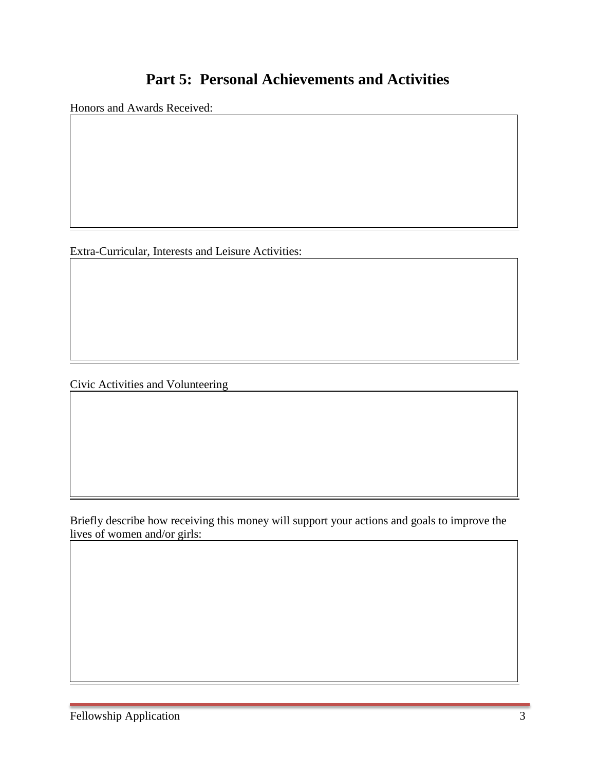## Part 5: Personal Achievements and Activities

Honors and Awards Received:

Extra-Curricular, Interests and Leisure Activities:

Civic Activities and Volunteering

Briefly describe how receiving this money will support your actions and goals to improve the lives of women and/or girls: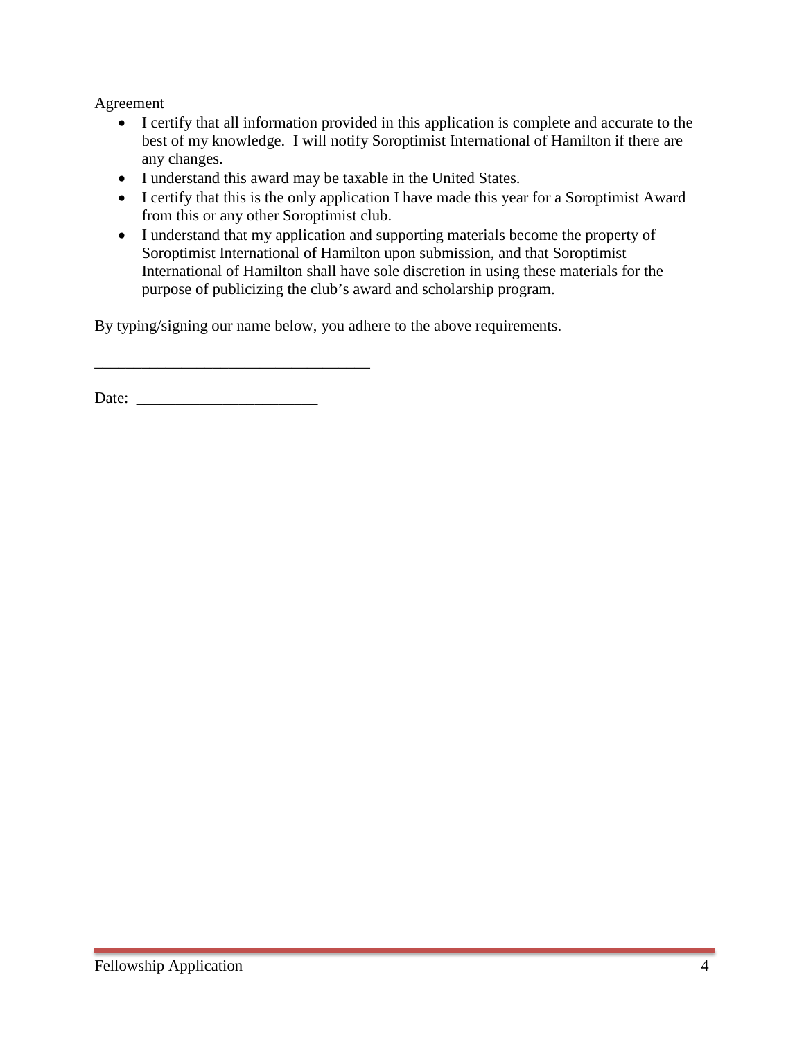Agreement

- I certify that all information provided in this application is complete and accurate to the best of my knowledge. I will notify Soroptimist International of Hamilton if there are any changes.
- I understand this award may be taxable in the United States.
- I certify that this is the only application I have made this year for a Soroptimist Award from this or any other Soroptimist club.
- I understand that my application and supporting materials become the property of Soroptimist International of Hamilton upon submission, and that Soroptimist International of Hamilton shall have sole discretion in using these materials for the purpose of publicizing the club's award and scholarship program.

By typing/signing our name below, you adhere to the above requirements.

___________________________________

Date: _______________________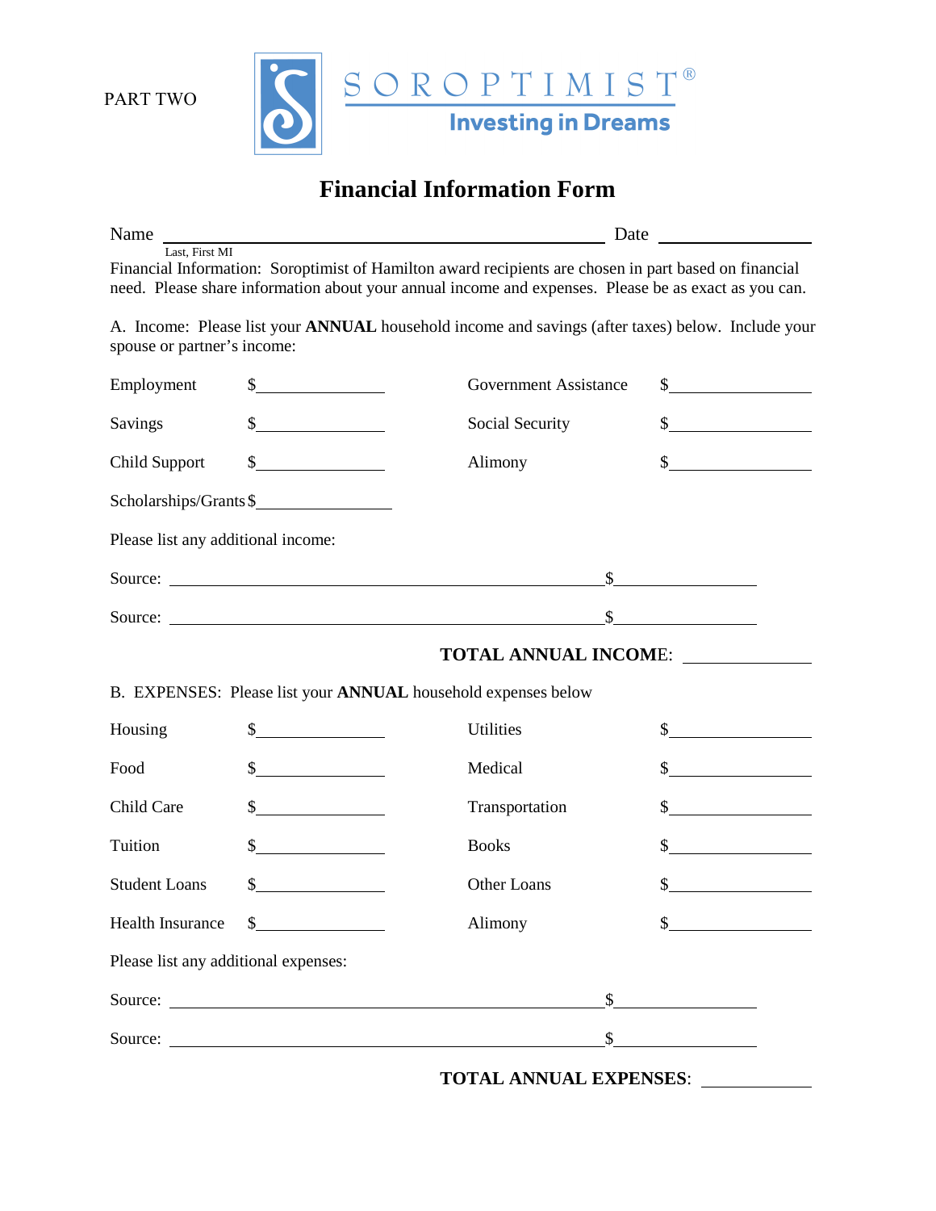PART TWO

SOROPTIMIST®
Investing in Dreams

# Financial Information Form

Name ______________________________________________ Date ______________
Last, First MI

Financial Information: Soroptimist of Hamilton award recipients are chosen in part based on financial need. Please share information about your annual income and expenses. Please be as exact as you can.

A. Income: Please list your **ANNUAL** household income and savings (after taxes) below. Include your spouse or partner's income:

| | | | |
|---|---|---|---|
| Employment | $____________ | Government Assistance | $____________ |
| Savings | $____________ | Social Security | $____________ |
| Child Support | $____________ | Alimony | $____________ |
| Scholarships/Grants | $____________ | | |

Please list any additional income:

Source: ______________________________________________ $______________

Source: ______________________________________________ $______________

**TOTAL ANNUAL INCOME**: ______________

B. EXPENSES: Please list your **ANNUAL** household expenses below

| | | | |
|---|---|---|---|
| Housing | $____________ | Utilities | $____________ |
| Food | $____________ | Medical | $____________ |
| Child Care | $____________ | Transportation | $____________ |
| Tuition | $____________ | Books | $____________ |
| Student Loans | $____________ | Other Loans | $____________ |
| Health Insurance | $____________ | Alimony | $____________ |

Please list any additional expenses:

Source: ______________________________________________ $______________

Source: ______________________________________________ $______________

**TOTAL ANNUAL EXPENSES**: ______________